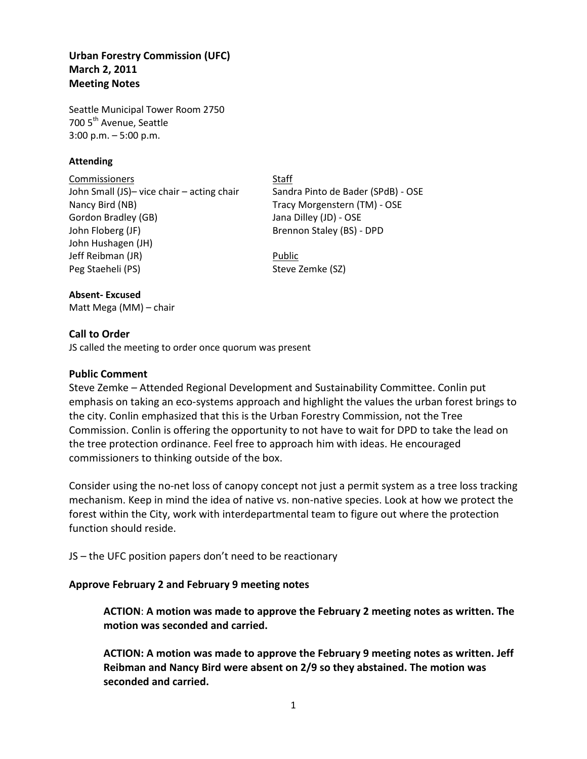**Urban Forestry Commission (UFC)**
**March 2, 2011**
**Meeting Notes**

Seattle Municipal Tower Room 2750
700 5th Avenue, Seattle
3:00 p.m. – 5:00 p.m.

**Attending**

Commissioners
John Small (JS)– vice chair – acting chair
Nancy Bird (NB)
Gordon Bradley (GB)
John Floberg (JF)
John Hushagen (JH)
Jeff Reibman (JR)
Peg Staeheli (PS)

Staff
Sandra Pinto de Bader (SPdB) - OSE
Tracy Morgenstern (TM) - OSE
Jana Dilley (JD) - OSE
Brennon Staley (BS) - DPD

Public
Steve Zemke (SZ)

**Absent- Excused**
Matt Mega (MM) – chair

## Call to Order

JS called the meeting to order once quorum was present

## Public Comment

Steve Zemke – Attended Regional Development and Sustainability Committee. Conlin put emphasis on taking an eco-systems approach and highlight the values the urban forest brings to the city. Conlin emphasized that this is the Urban Forestry Commission, not the Tree Commission. Conlin is offering the opportunity to not have to wait for DPD to take the lead on the tree protection ordinance. Feel free to approach him with ideas. He encouraged commissioners to thinking outside of the box.

Consider using the no-net loss of canopy concept not just a permit system as a tree loss tracking mechanism. Keep in mind the idea of native vs. non-native species. Look at how we protect the forest within the City, work with interdepartmental team to figure out where the protection function should reside.

JS – the UFC position papers don't need to be reactionary

## Approve February 2 and February 9 meeting notes

> **ACTION**: **A motion was made to approve the February 2 meeting notes as written. The motion was seconded and carried.**
>
> **ACTION: A motion was made to approve the February 9 meeting notes as written. Jeff Reibman and Nancy Bird were absent on 2/9 so they abstained. The motion was seconded and carried.**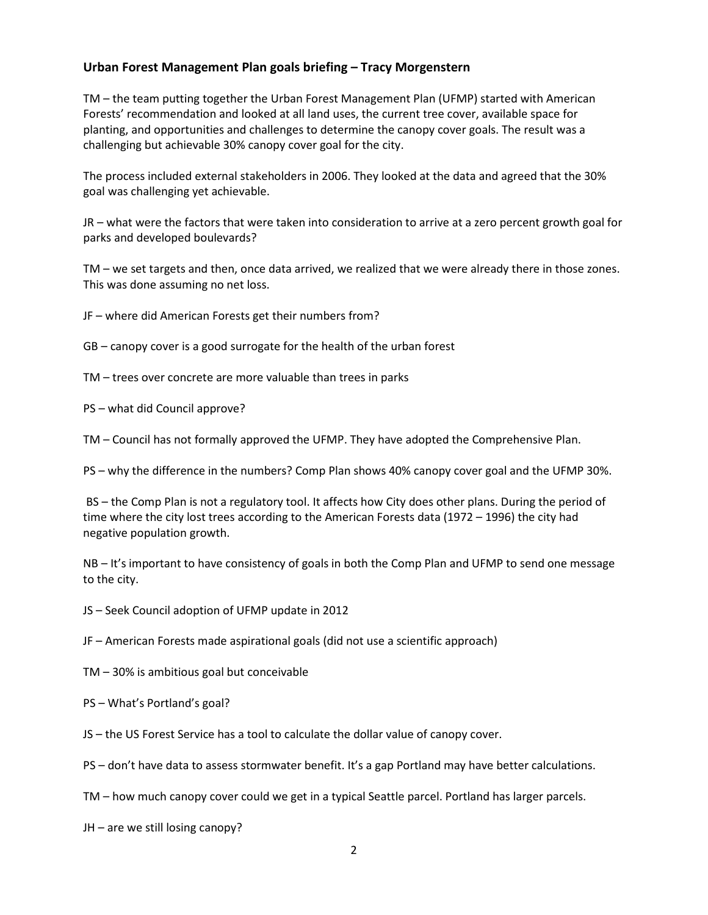**Urban Forest Management Plan goals briefing – Tracy Morgenstern**

TM – the team putting together the Urban Forest Management Plan (UFMP) started with American Forests' recommendation and looked at all land uses, the current tree cover, available space for planting, and opportunities and challenges to determine the canopy cover goals. The result was a challenging but achievable 30% canopy cover goal for the city.

The process included external stakeholders in 2006. They looked at the data and agreed that the 30% goal was challenging yet achievable.

JR – what were the factors that were taken into consideration to arrive at a zero percent growth goal for parks and developed boulevards?

TM – we set targets and then, once data arrived, we realized that we were already there in those zones. This was done assuming no net loss.

JF – where did American Forests get their numbers from?

GB – canopy cover is a good surrogate for the health of the urban forest

TM – trees over concrete are more valuable than trees in parks

PS – what did Council approve?

TM – Council has not formally approved the UFMP. They have adopted the Comprehensive Plan.

PS – why the difference in the numbers? Comp Plan shows 40% canopy cover goal and the UFMP 30%.

BS – the Comp Plan is not a regulatory tool. It affects how City does other plans. During the period of time where the city lost trees according to the American Forests data (1972 – 1996) the city had negative population growth.

NB – It's important to have consistency of goals in both the Comp Plan and UFMP to send one message to the city.

JS – Seek Council adoption of UFMP update in 2012

JF – American Forests made aspirational goals (did not use a scientific approach)

TM – 30% is ambitious goal but conceivable

PS – What's Portland's goal?

JS – the US Forest Service has a tool to calculate the dollar value of canopy cover.

PS – don't have data to assess stormwater benefit. It's a gap Portland may have better calculations.

TM – how much canopy cover could we get in a typical Seattle parcel. Portland has larger parcels.

JH – are we still losing canopy?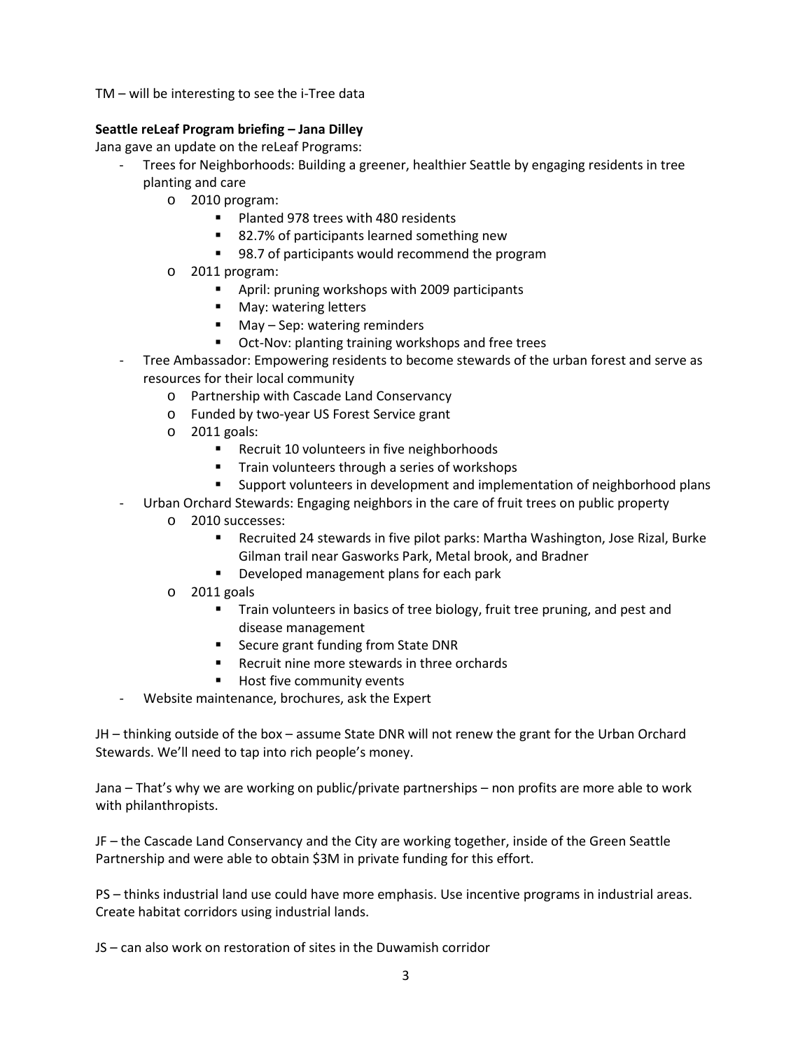TM – will be interesting to see the i-Tree data

**Seattle reLeaf Program briefing – Jana Dilley**

Jana gave an update on the reLeaf Programs:

- Trees for Neighborhoods: Building a greener, healthier Seattle by engaging residents in tree planting and care
  - 2010 program:
    - Planted 978 trees with 480 residents
    - 82.7% of participants learned something new
    - 98.7 of participants would recommend the program
  - 2011 program:
    - April: pruning workshops with 2009 participants
    - May: watering letters
    - May – Sep: watering reminders
    - Oct-Nov: planting training workshops and free trees
- Tree Ambassador: Empowering residents to become stewards of the urban forest and serve as resources for their local community
  - Partnership with Cascade Land Conservancy
  - Funded by two-year US Forest Service grant
  - 2011 goals:
    - Recruit 10 volunteers in five neighborhoods
    - Train volunteers through a series of workshops
    - Support volunteers in development and implementation of neighborhood plans
- Urban Orchard Stewards: Engaging neighbors in the care of fruit trees on public property
  - 2010 successes:
    - Recruited 24 stewards in five pilot parks: Martha Washington, Jose Rizal, Burke Gilman trail near Gasworks Park, Metal brook, and Bradner
    - Developed management plans for each park
  - 2011 goals
    - Train volunteers in basics of tree biology, fruit tree pruning, and pest and disease management
    - Secure grant funding from State DNR
    - Recruit nine more stewards in three orchards
    - Host five community events
- Website maintenance, brochures, ask the Expert

JH – thinking outside of the box – assume State DNR will not renew the grant for the Urban Orchard Stewards. We'll need to tap into rich people's money.

Jana – That's why we are working on public/private partnerships – non profits are more able to work with philanthropists.

JF – the Cascade Land Conservancy and the City are working together, inside of the Green Seattle Partnership and were able to obtain $3M in private funding for this effort.

PS – thinks industrial land use could have more emphasis. Use incentive programs in industrial areas. Create habitat corridors using industrial lands.

JS – can also work on restoration of sites in the Duwamish corridor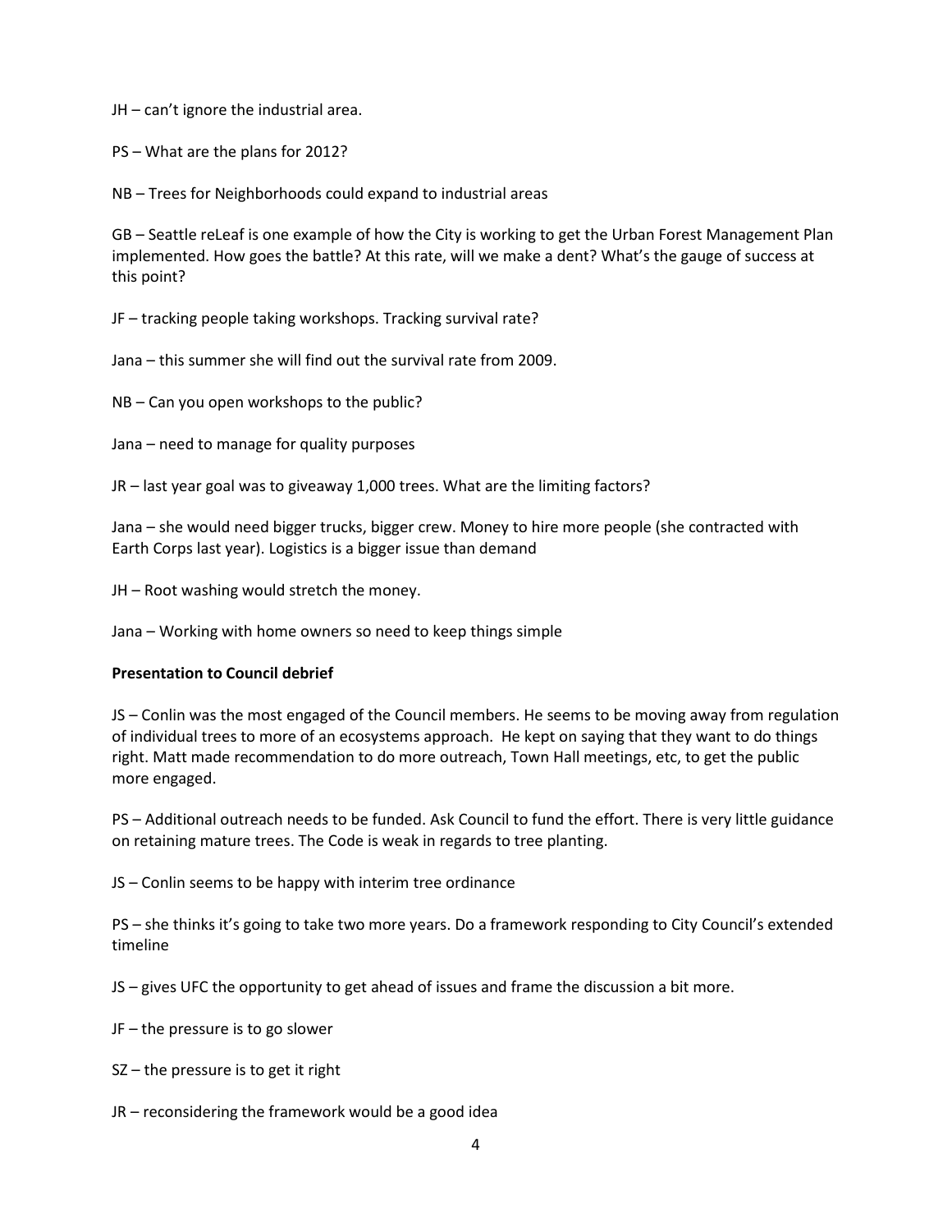JH – can't ignore the industrial area.

PS – What are the plans for 2012?

NB – Trees for Neighborhoods could expand to industrial areas

GB – Seattle reLeaf is one example of how the City is working to get the Urban Forest Management Plan implemented. How goes the battle? At this rate, will we make a dent? What's the gauge of success at this point?

JF – tracking people taking workshops. Tracking survival rate?

Jana – this summer she will find out the survival rate from 2009.

NB – Can you open workshops to the public?

Jana – need to manage for quality purposes

JR – last year goal was to giveaway 1,000 trees. What are the limiting factors?

Jana – she would need bigger trucks, bigger crew. Money to hire more people (she contracted with Earth Corps last year). Logistics is a bigger issue than demand

JH – Root washing would stretch the money.

Jana – Working with home owners so need to keep things simple

**Presentation to Council debrief**

JS – Conlin was the most engaged of the Council members. He seems to be moving away from regulation of individual trees to more of an ecosystems approach. He kept on saying that they want to do things right. Matt made recommendation to do more outreach, Town Hall meetings, etc, to get the public more engaged.

PS – Additional outreach needs to be funded. Ask Council to fund the effort. There is very little guidance on retaining mature trees. The Code is weak in regards to tree planting.

JS – Conlin seems to be happy with interim tree ordinance

PS – she thinks it's going to take two more years. Do a framework responding to City Council's extended timeline

JS – gives UFC the opportunity to get ahead of issues and frame the discussion a bit more.

JF – the pressure is to go slower

SZ – the pressure is to get it right

JR – reconsidering the framework would be a good idea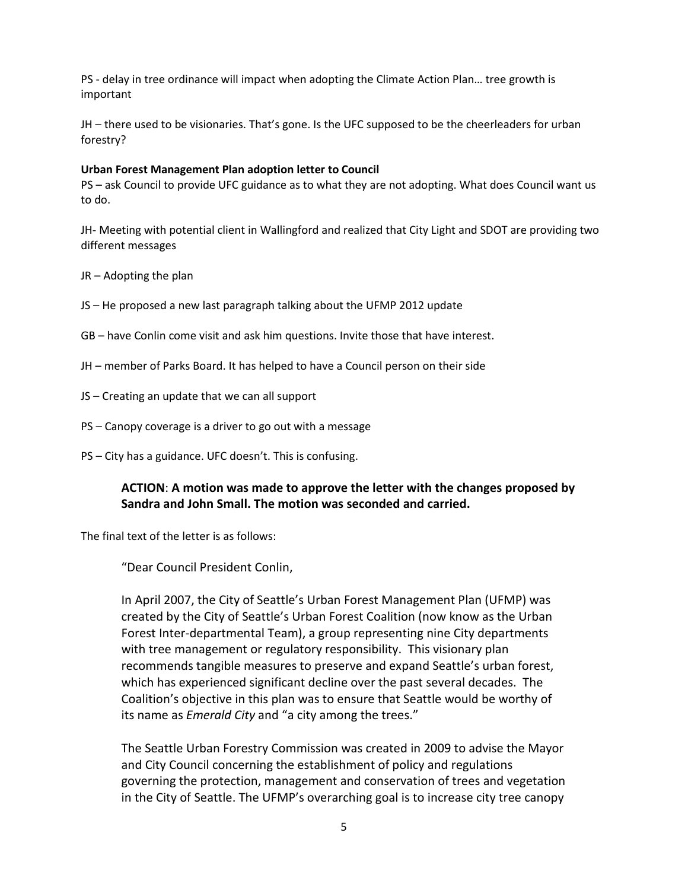PS - delay in tree ordinance will impact when adopting the Climate Action Plan… tree growth is important

JH – there used to be visionaries. That's gone. Is the UFC supposed to be the cheerleaders for urban forestry?

**Urban Forest Management Plan adoption letter to Council**

PS – ask Council to provide UFC guidance as to what they are not adopting. What does Council want us to do.

JH- Meeting with potential client in Wallingford and realized that City Light and SDOT are providing two different messages

JR – Adopting the plan

JS – He proposed a new last paragraph talking about the UFMP 2012 update

GB – have Conlin come visit and ask him questions. Invite those that have interest.

JH – member of Parks Board. It has helped to have a Council person on their side

JS – Creating an update that we can all support

PS – Canopy coverage is a driver to go out with a message

PS – City has a guidance. UFC doesn't. This is confusing.

> **ACTION**: **A motion was made to approve the letter with the changes proposed by Sandra and John Small. The motion was seconded and carried.**

The final text of the letter is as follows:

> "Dear Council President Conlin,
>
> In April 2007, the City of Seattle's Urban Forest Management Plan (UFMP) was created by the City of Seattle's Urban Forest Coalition (now know as the Urban Forest Inter-departmental Team), a group representing nine City departments with tree management or regulatory responsibility. This visionary plan recommends tangible measures to preserve and expand Seattle's urban forest, which has experienced significant decline over the past several decades. The Coalition's objective in this plan was to ensure that Seattle would be worthy of its name as *Emerald City* and "a city among the trees."
>
> The Seattle Urban Forestry Commission was created in 2009 to advise the Mayor and City Council concerning the establishment of policy and regulations governing the protection, management and conservation of trees and vegetation in the City of Seattle. The UFMP's overarching goal is to increase city tree canopy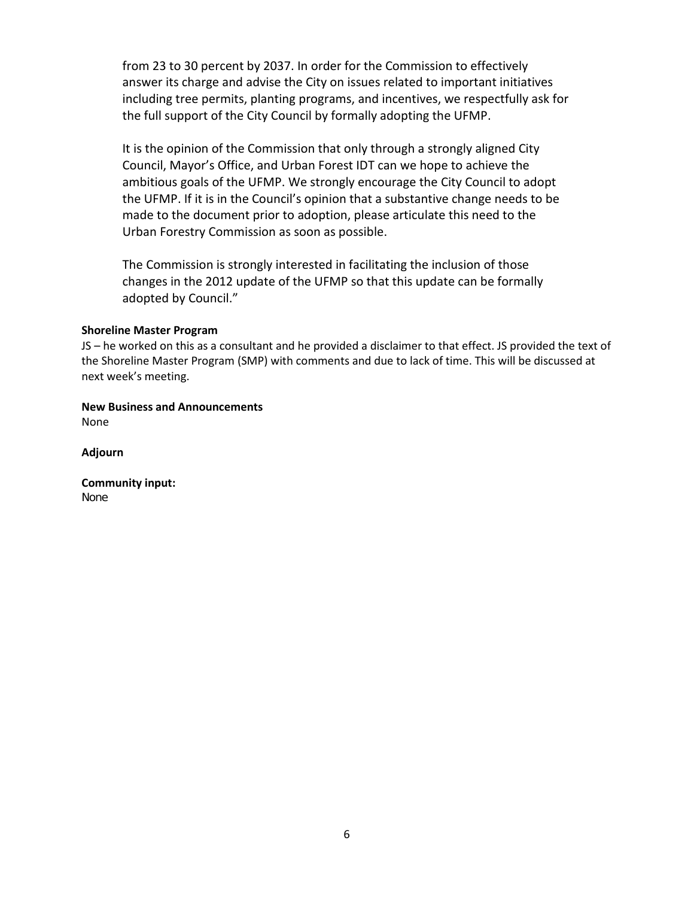from 23 to 30 percent by 2037. In order for the Commission to effectively answer its charge and advise the City on issues related to important initiatives including tree permits, planting programs, and incentives, we respectfully ask for the full support of the City Council by formally adopting the UFMP.

It is the opinion of the Commission that only through a strongly aligned City Council, Mayor's Office, and Urban Forest IDT can we hope to achieve the ambitious goals of the UFMP. We strongly encourage the City Council to adopt the UFMP. If it is in the Council's opinion that a substantive change needs to be made to the document prior to adoption, please articulate this need to the Urban Forestry Commission as soon as possible.

The Commission is strongly interested in facilitating the inclusion of those changes in the 2012 update of the UFMP so that this update can be formally adopted by Council."

**Shoreline Master Program**

JS – he worked on this as a consultant and he provided a disclaimer to that effect. JS provided the text of the Shoreline Master Program (SMP) with comments and due to lack of time. This will be discussed at next week's meeting.

**New Business and Announcements**

None

**Adjourn**

**Community input:**

None